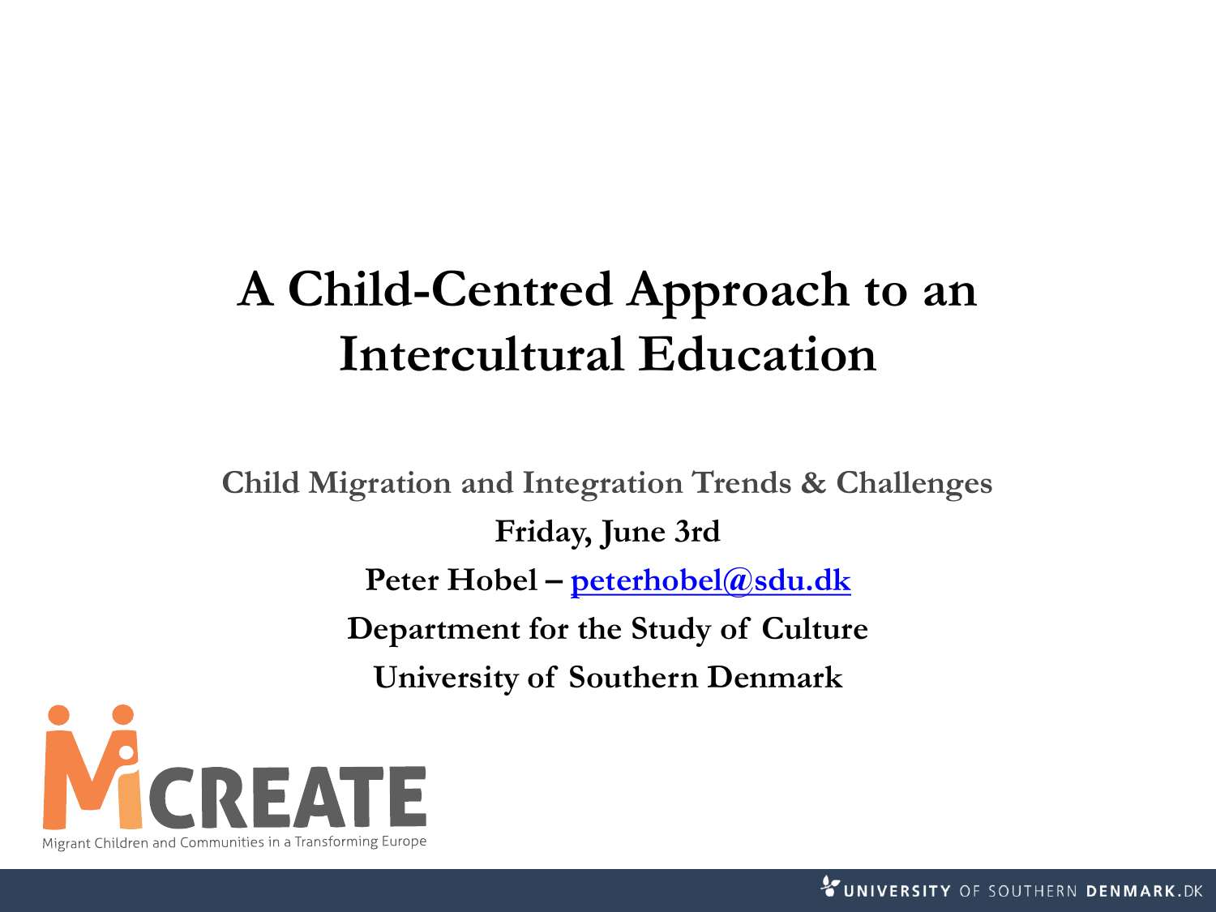# A Child-Centred Approach to an Intercultural Education

**Child Migration and Integration Trends & Challenges**

**Friday, June 3rd**

**Peter Hobel – peterhobel@sdu.dk**

**Department for the Study of Culture**

**University of Southern Denmark**

MiCREATE

Migrant Children and Communities in a Transforming Europe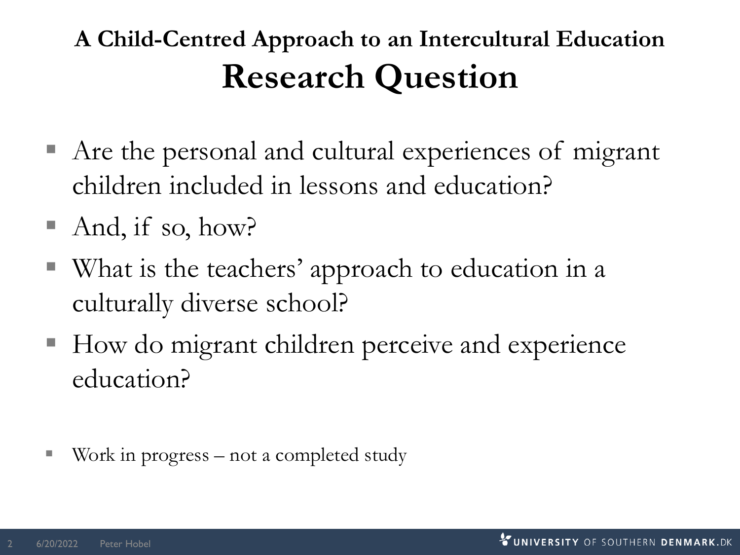## A Child-Centred Approach to an Intercultural Education

# Research Question

- Are the personal and cultural experiences of migrant children included in lessons and education?
- And, if so, how?
- What is the teachers' approach to education in a culturally diverse school?
- How do migrant children perceive and experience education?

- Work in progress – not a completed study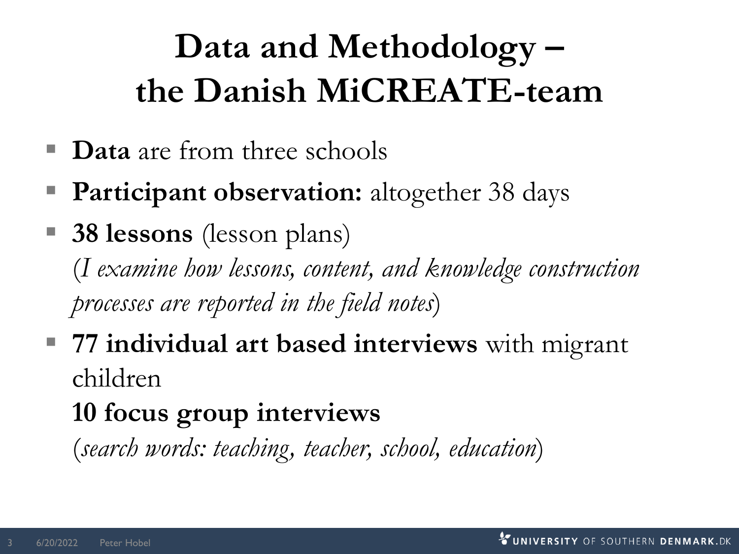# Data and Methodology – the Danish MiCREATE-team

- **Data** are from three schools
- **Participant observation:** altogether 38 days
- **38 lessons** (lesson plans)
  (*I examine how lessons, content, and knowledge construction processes are reported in the field notes*)
- **77 individual art based interviews** with migrant children
  **10 focus group interviews**
  (*search words: teaching, teacher, school, education*)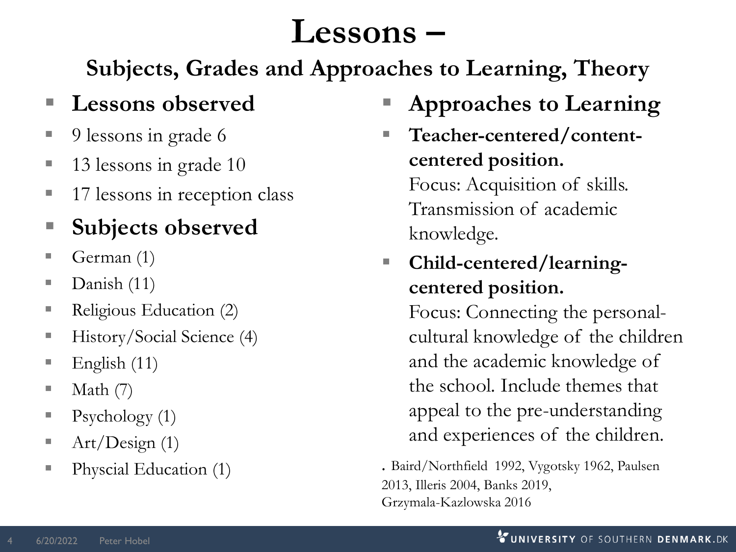# Lessons –

## Subjects, Grades and Approaches to Learning, Theory

- **Lessons observed**
- 9 lessons in grade 6
- 13 lessons in grade 10
- 17 lessons in reception class
- **Subjects observed**
- German (1)
- Danish (11)
- Religious Education (2)
- History/Social Science (4)
- English (11)
- Math (7)
- Psychology (1)
- Art/Design (1)
- Physcial Education (1)

- **Approaches to Learning**
- **Teacher-centered/content-centered position.**
  Focus: Acquisition of skills. Transmission of academic knowledge.
- **Child-centered/learning-centered position.**
  Focus: Connecting the personal-cultural knowledge of the children and the academic knowledge of the school. Include themes that appeal to the pre-understanding and experiences of the children.

. Baird/Northfield 1992, Vygotsky 1962, Paulsen 2013, Illeris 2004, Banks 2019, Grzymala-Kazlowska 2016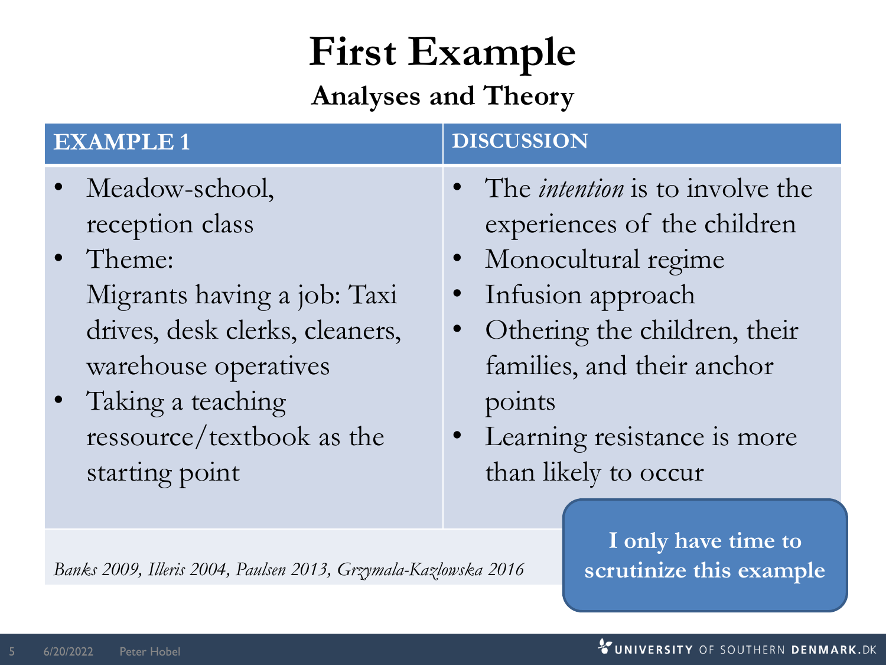# First Example

## Analyses and Theory

| EXAMPLE 1 | DISCUSSION |
| --- | --- |
| • Meadow-school, reception class<br>• Theme: Migrants having a job: Taxi drives, desk clerks, cleaners, warehouse operatives<br>• Taking a teaching ressource/textbook as the starting point | • The *intention* is to involve the experiences of the children<br>• Monocultural regime<br>• Infusion approach<br>• Othering the children, their families, and their anchor points<br>• Learning resistance is more than likely to occur |

*Banks 2009, Illeris 2004, Paulsen 2013, Grzymala-Kazlowska 2016*

**I only have time to scrutinize this example**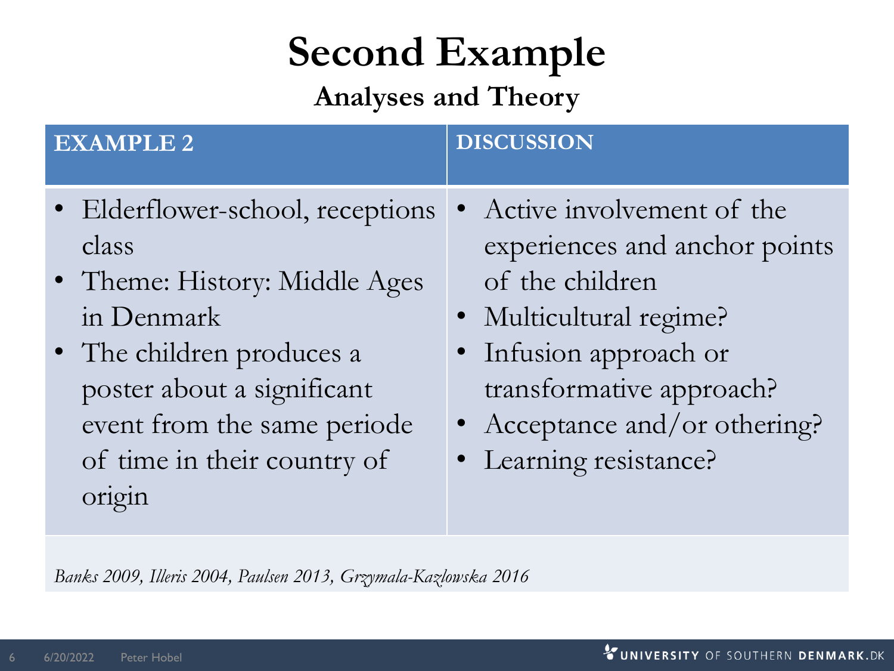# Second Example

## Analyses and Theory

| EXAMPLE 2 | DISCUSSION |
|---|---|
| • Elderflower-school, receptions class<br>• Theme: History: Middle Ages in Denmark<br>• The children produces a poster about a significant event from the same periode of time in their country of origin | • Active involvement of the experiences and anchor points of the children<br>• Multicultural regime?<br>• Infusion approach or transformative approach?<br>• Acceptance and/or othering?<br>• Learning resistance? |

*Banks 2009, Illeris 2004, Paulsen 2013, Grzymala-Kazlowska 2016*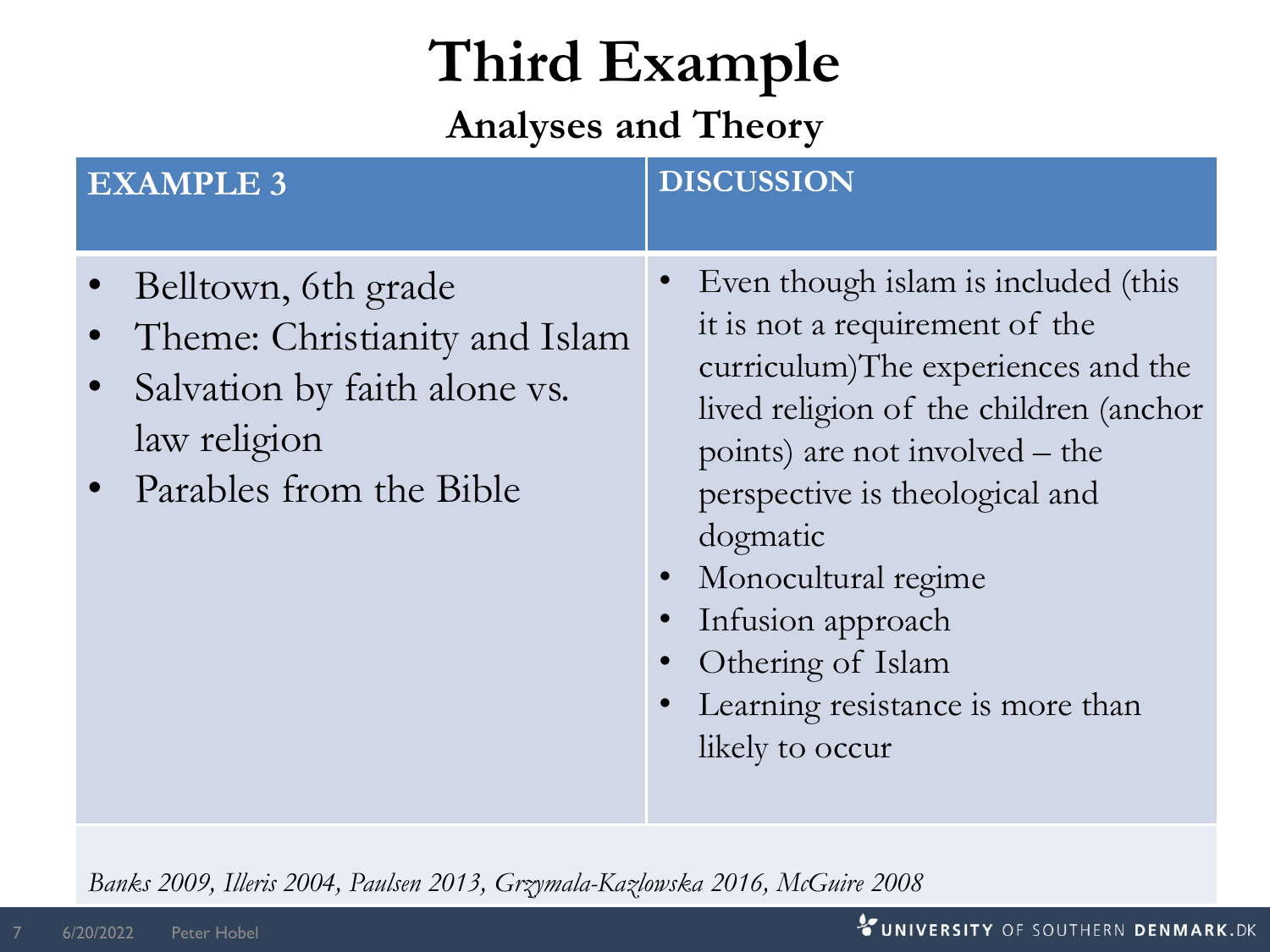# Third Example

## Analyses and Theory

| EXAMPLE 3 | DISCUSSION |
|---|---|
| • Belltown, 6th grade<br>• Theme: Christianity and Islam<br>• Salvation by faith alone vs. law religion<br>• Parables from the Bible | • Even though islam is included (this it is not a requirement of the curriculum)The experiences and the lived religion of the children (anchor points) are not involved – the perspective is theological and dogmatic<br>• Monocultural regime<br>• Infusion approach<br>• Othering of Islam<br>• Learning resistance is more than likely to occur |

*Banks 2009, Illeris 2004, Paulsen 2013, Grzymala-Kazlowska 2016, McGuire 2008*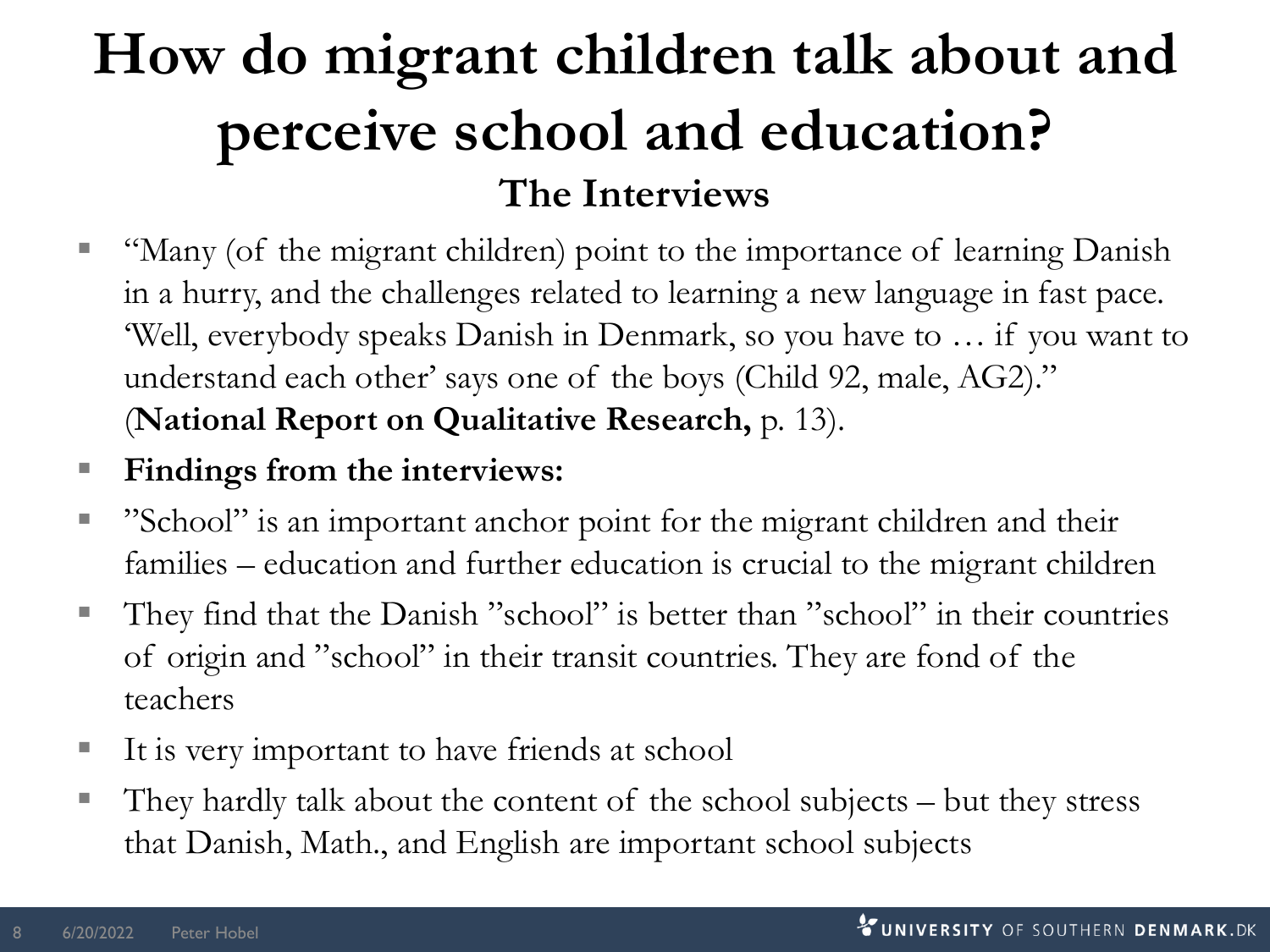# How do migrant children talk about and perceive school and education?

## The Interviews

- "Many (of the migrant children) point to the importance of learning Danish in a hurry, and the challenges related to learning a new language in fast pace. 'Well, everybody speaks Danish in Denmark, so you have to … if you want to understand each other' says one of the boys (Child 92, male, AG2)." (**National Report on Qualitative Research,** p. 13).
- **Findings from the interviews:**
- "School" is an important anchor point for the migrant children and their families – education and further education is crucial to the migrant children
- They find that the Danish "school" is better than "school" in their countries of origin and "school" in their transit countries. They are fond of the teachers
- It is very important to have friends at school
- They hardly talk about the content of the school subjects – but they stress that Danish, Math., and English are important school subjects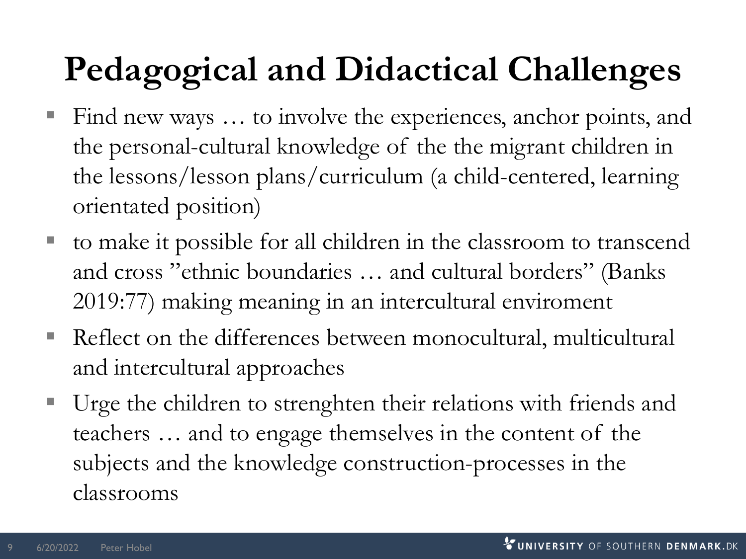# Pedagogical and Didactical Challenges

- Find new ways … to involve the experiences, anchor points, and the personal-cultural knowledge of the the migrant children in the lessons/lesson plans/curriculum (a child-centered, learning orientated position)
- to make it possible for all children in the classroom to transcend and cross "ethnic boundaries … and cultural borders" (Banks 2019:77) making meaning in an intercultural enviroment
- Reflect on the differences between monocultural, multicultural and intercultural approaches
- Urge the children to strenghten their relations with friends and teachers … and to engage themselves in the content of the subjects and the knowledge construction-processes in the classrooms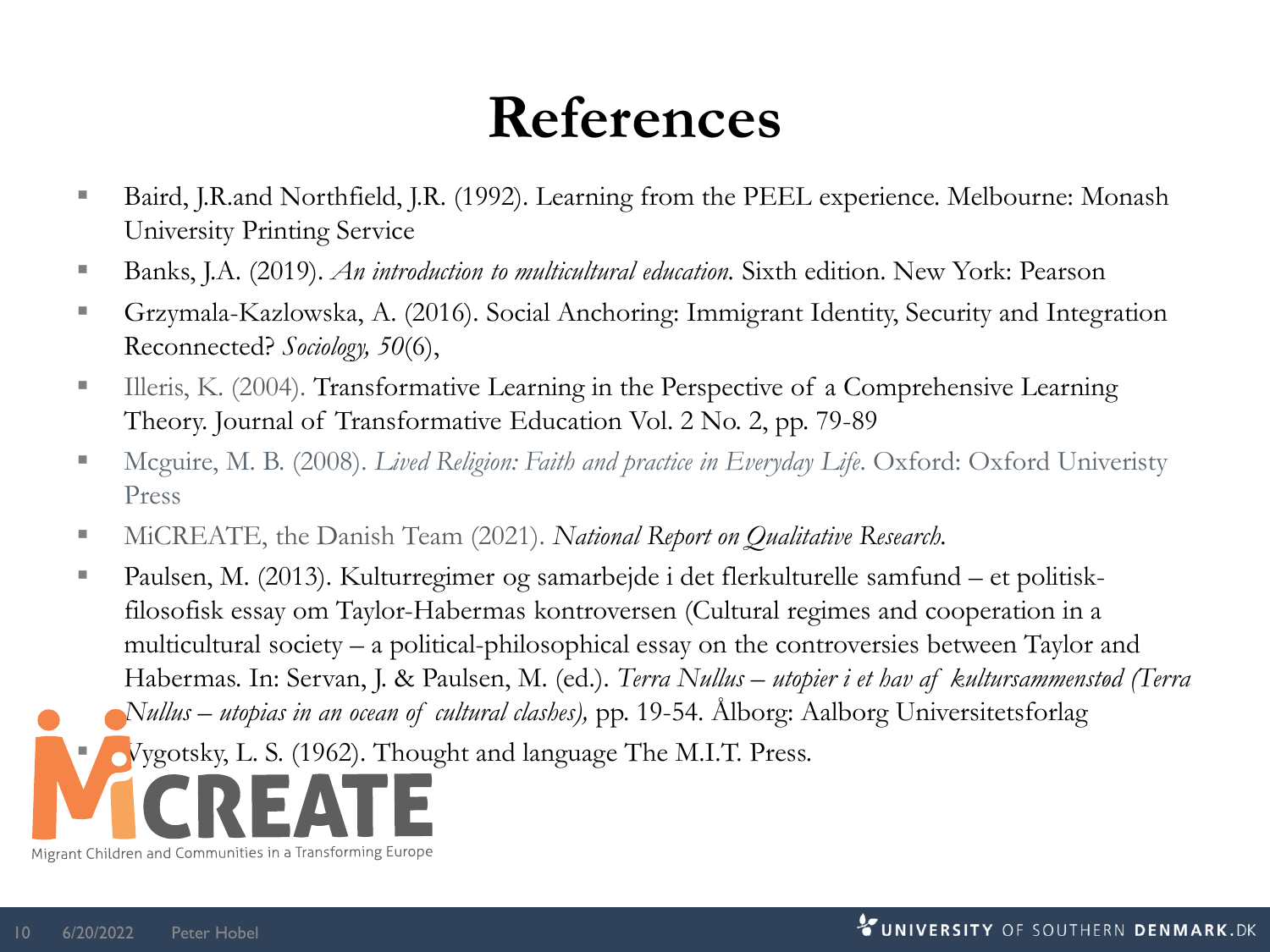# References

- Baird, J.R.and Northfield, J.R. (1992). Learning from the PEEL experience. Melbourne: Monash University Printing Service
- Banks, J.A. (2019). *An introduction to multicultural education.* Sixth edition. New York: Pearson
- Grzymala-Kazlowska, A. (2016). Social Anchoring: Immigrant Identity, Security and Integration Reconnected? *Sociology, 50*(6),
- Illeris, K. (2004). Transformative Learning in the Perspective of a Comprehensive Learning Theory. Journal of Transformative Education Vol. 2 No. 2, pp. 79-89
- Mcguire, M. B. (2008). *Lived Religion: Faith and practice in Everyday Life*. Oxford: Oxford Univeristy Press
- MiCREATE, the Danish Team (2021). *National Report on Qualitative Research.*
- Paulsen, M. (2013). Kulturregimer og samarbejde i det flerkulturelle samfund – et politisk-filosofisk essay om Taylor-Habermas kontroversen (Cultural regimes and cooperation in a multicultural society – a political-philosophical essay on the controversies between Taylor and Habermas. In: Servan, J. & Paulsen, M. (ed.). *Terra Nullus – utopier i et hav af kultursammenstød (Terra Nullus – utopias in an ocean of cultural clashes),* pp. 19-54. Ålborg: Aalborg Universitetsforlag
- Vygotsky, L. S. (1962). Thought and language The M.I.T. Press.

MiCREATE
Migrant Children and Communities in a Transforming Europe